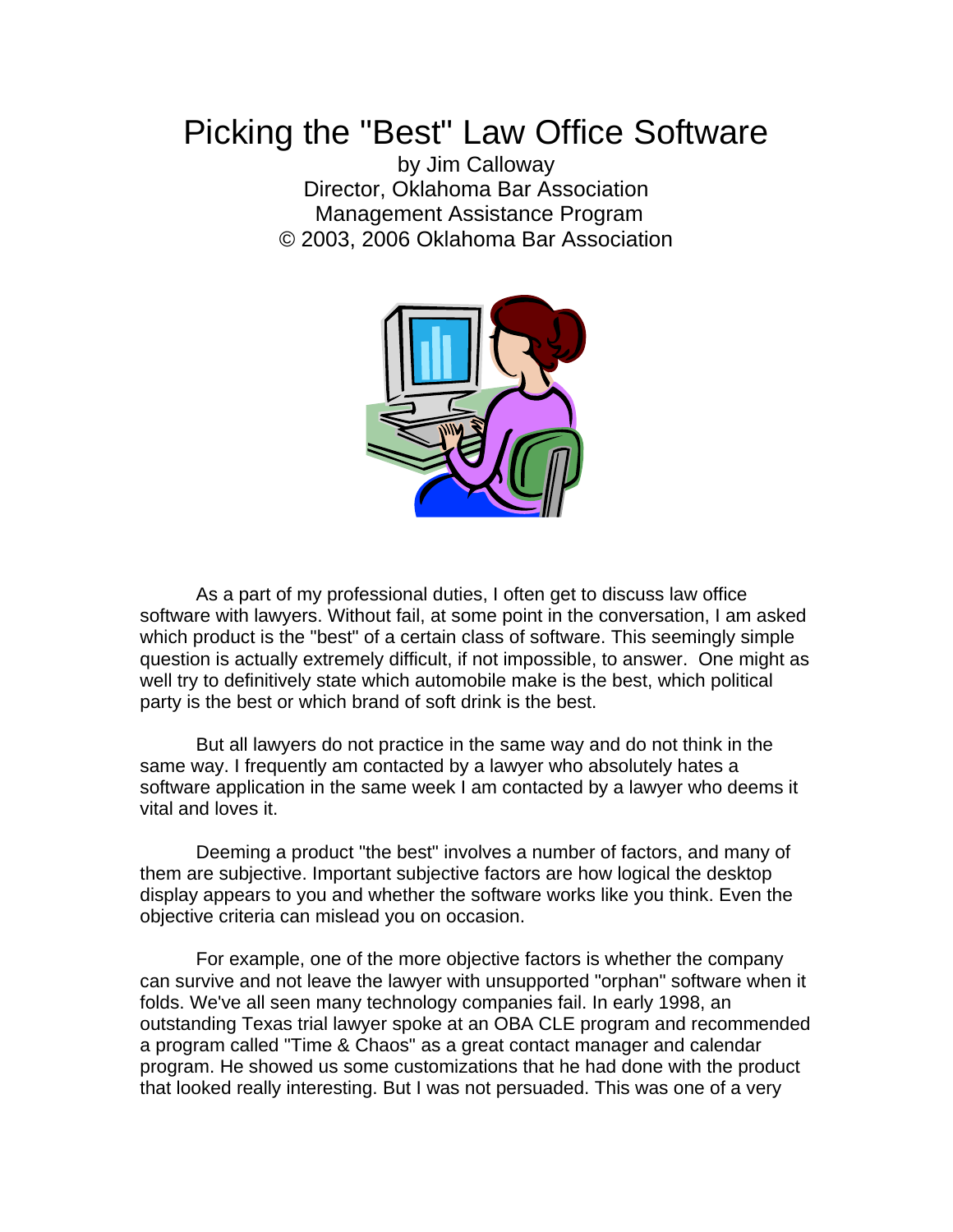# Picking the "Best" Law Office Software

by Jim Calloway
Director, Oklahoma Bar Association
Management Assistance Program
© 2003, 2006 Oklahoma Bar Association

As a part of my professional duties, I often get to discuss law office software with lawyers. Without fail, at some point in the conversation, I am asked which product is the "best" of a certain class of software. This seemingly simple question is actually extremely difficult, if not impossible, to answer. One might as well try to definitively state which automobile make is the best, which political party is the best or which brand of soft drink is the best.

But all lawyers do not practice in the same way and do not think in the same way. I frequently am contacted by a lawyer who absolutely hates a software application in the same week I am contacted by a lawyer who deems it vital and loves it.

Deeming a product "the best" involves a number of factors, and many of them are subjective. Important subjective factors are how logical the desktop display appears to you and whether the software works like you think. Even the objective criteria can mislead you on occasion.

For example, one of the more objective factors is whether the company can survive and not leave the lawyer with unsupported "orphan" software when it folds. We've all seen many technology companies fail. In early 1998, an outstanding Texas trial lawyer spoke at an OBA CLE program and recommended a program called "Time & Chaos" as a great contact manager and calendar program. He showed us some customizations that he had done with the product that looked really interesting. But I was not persuaded. This was one of a very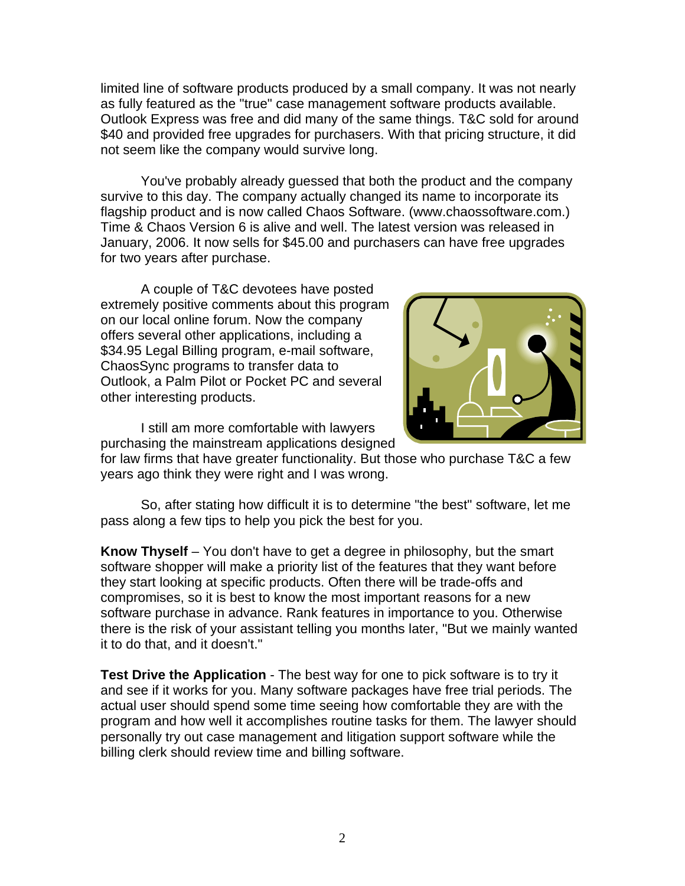limited line of software products produced by a small company. It was not nearly as fully featured as the "true" case management software products available. Outlook Express was free and did many of the same things. T&C sold for around $40 and provided free upgrades for purchasers. With that pricing structure, it did not seem like the company would survive long.

You've probably already guessed that both the product and the company survive to this day. The company actually changed its name to incorporate its flagship product and is now called Chaos Software. (www.chaossoftware.com.) Time & Chaos Version 6 is alive and well. The latest version was released in January, 2006. It now sells for $45.00 and purchasers can have free upgrades for two years after purchase.

A couple of T&C devotees have posted extremely positive comments about this program on our local online forum. Now the company offers several other applications, including a $34.95 Legal Billing program, e-mail software, ChaosSync programs to transfer data to Outlook, a Palm Pilot or Pocket PC and several other interesting products.

I still am more comfortable with lawyers purchasing the mainstream applications designed for law firms that have greater functionality. But those who purchase T&C a few years ago think they were right and I was wrong.

So, after stating how difficult it is to determine "the best" software, let me pass along a few tips to help you pick the best for you.

**Know Thyself** – You don't have to get a degree in philosophy, but the smart software shopper will make a priority list of the features that they want before they start looking at specific products. Often there will be trade-offs and compromises, so it is best to know the most important reasons for a new software purchase in advance. Rank features in importance to you. Otherwise there is the risk of your assistant telling you months later, "But we mainly wanted it to do that, and it doesn't."

**Test Drive the Application** - The best way for one to pick software is to try it and see if it works for you. Many software packages have free trial periods. The actual user should spend some time seeing how comfortable they are with the program and how well it accomplishes routine tasks for them. The lawyer should personally try out case management and litigation support software while the billing clerk should review time and billing software.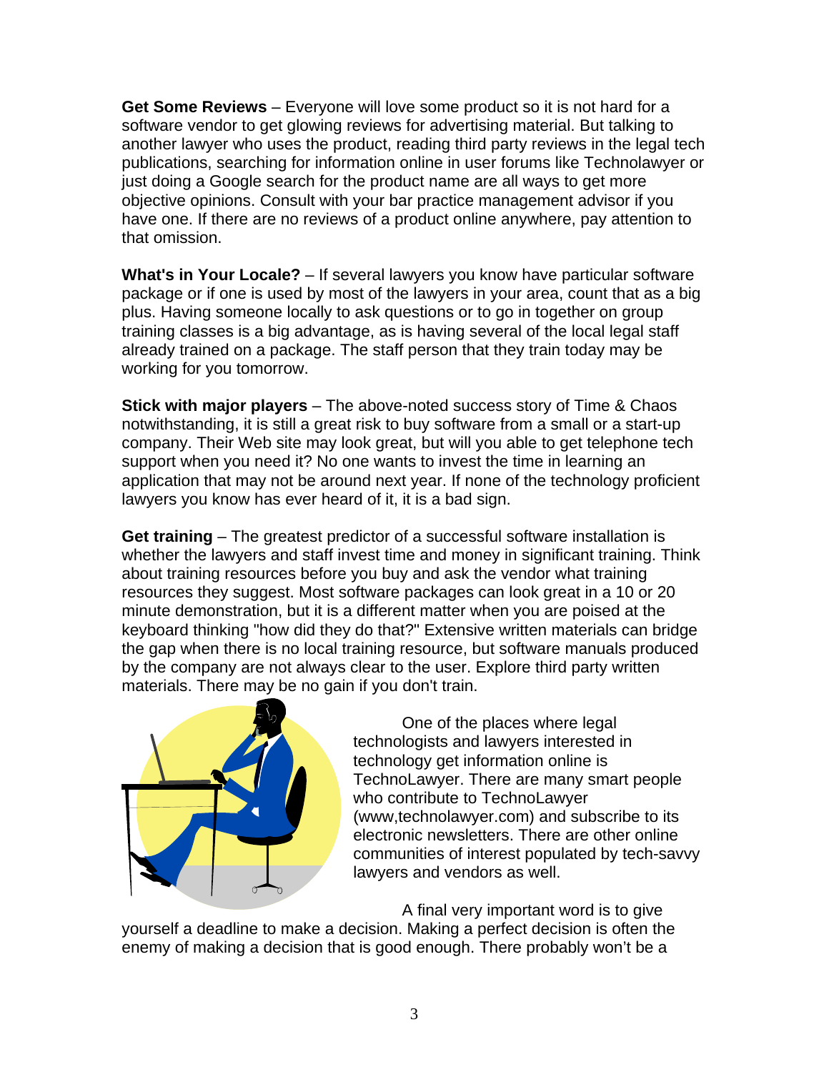**Get Some Reviews** – Everyone will love some product so it is not hard for a software vendor to get glowing reviews for advertising material. But talking to another lawyer who uses the product, reading third party reviews in the legal tech publications, searching for information online in user forums like Technolawyer or just doing a Google search for the product name are all ways to get more objective opinions. Consult with your bar practice management advisor if you have one. If there are no reviews of a product online anywhere, pay attention to that omission.

**What's in Your Locale?** – If several lawyers you know have particular software package or if one is used by most of the lawyers in your area, count that as a big plus. Having someone locally to ask questions or to go in together on group training classes is a big advantage, as is having several of the local legal staff already trained on a package. The staff person that they train today may be working for you tomorrow.

**Stick with major players** – The above-noted success story of Time & Chaos notwithstanding, it is still a great risk to buy software from a small or a start-up company. Their Web site may look great, but will you able to get telephone tech support when you need it? No one wants to invest the time in learning an application that may not be around next year. If none of the technology proficient lawyers you know has ever heard of it, it is a bad sign.

**Get training** – The greatest predictor of a successful software installation is whether the lawyers and staff invest time and money in significant training. Think about training resources before you buy and ask the vendor what training resources they suggest. Most software packages can look great in a 10 or 20 minute demonstration, but it is a different matter when you are poised at the keyboard thinking "how did they do that?" Extensive written materials can bridge the gap when there is no local training resource, but software manuals produced by the company are not always clear to the user. Explore third party written materials. There may be no gain if you don't train.

One of the places where legal technologists and lawyers interested in technology get information online is TechnoLawyer. There are many smart people who contribute to TechnoLawyer (www,technolawyer.com) and subscribe to its electronic newsletters. There are other online communities of interest populated by tech-savvy lawyers and vendors as well.

A final very important word is to give yourself a deadline to make a decision. Making a perfect decision is often the enemy of making a decision that is good enough. There probably won't be a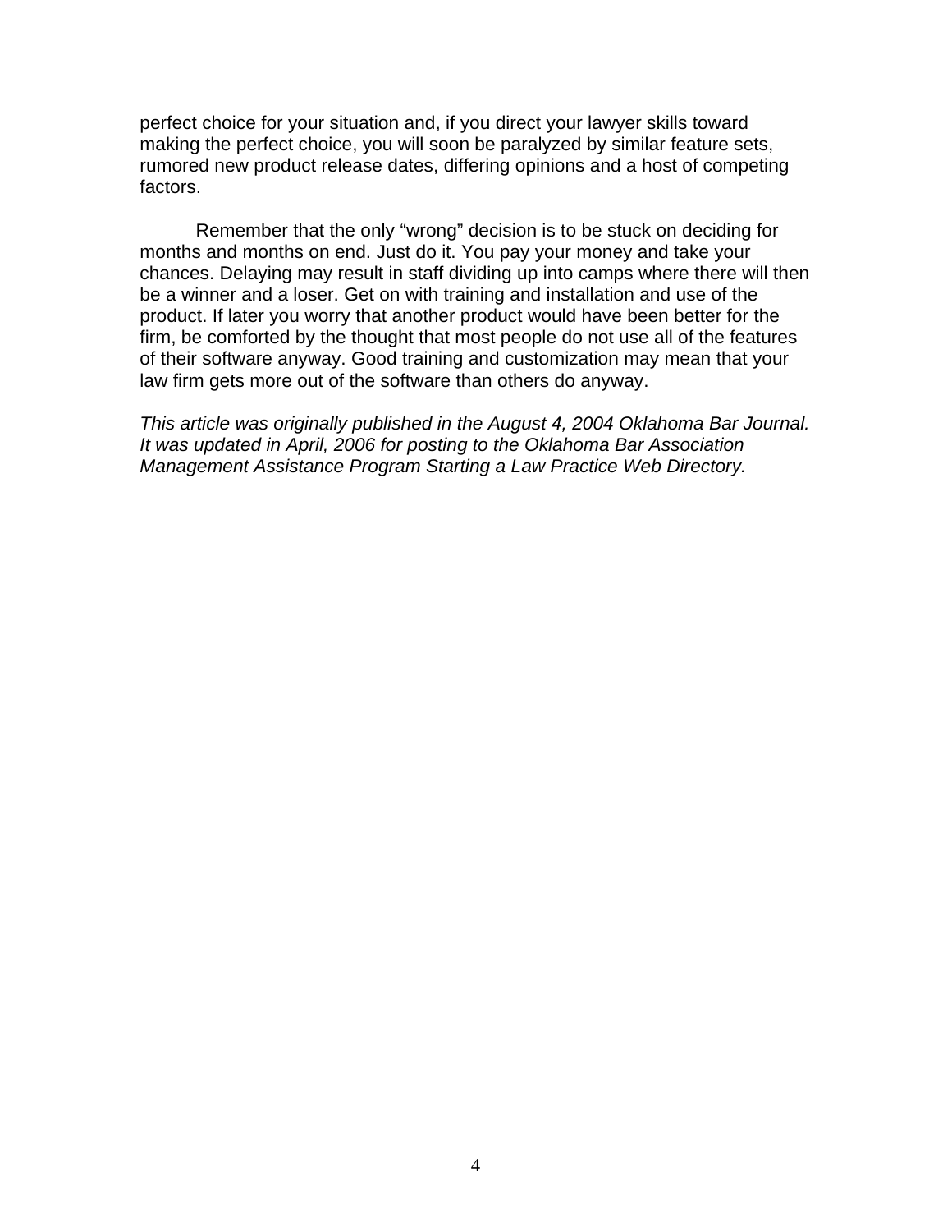perfect choice for your situation and, if you direct your lawyer skills toward making the perfect choice, you will soon be paralyzed by similar feature sets, rumored new product release dates, differing opinions and a host of competing factors.

Remember that the only “wrong” decision is to be stuck on deciding for months and months on end. Just do it. You pay your money and take your chances. Delaying may result in staff dividing up into camps where there will then be a winner and a loser. Get on with training and installation and use of the product. If later you worry that another product would have been better for the firm, be comforted by the thought that most people do not use all of the features of their software anyway. Good training and customization may mean that your law firm gets more out of the software than others do anyway.

*This article was originally published in the August 4, 2004 Oklahoma Bar Journal. It was updated in April, 2006 for posting to the Oklahoma Bar Association Management Assistance Program Starting a Law Practice Web Directory.*